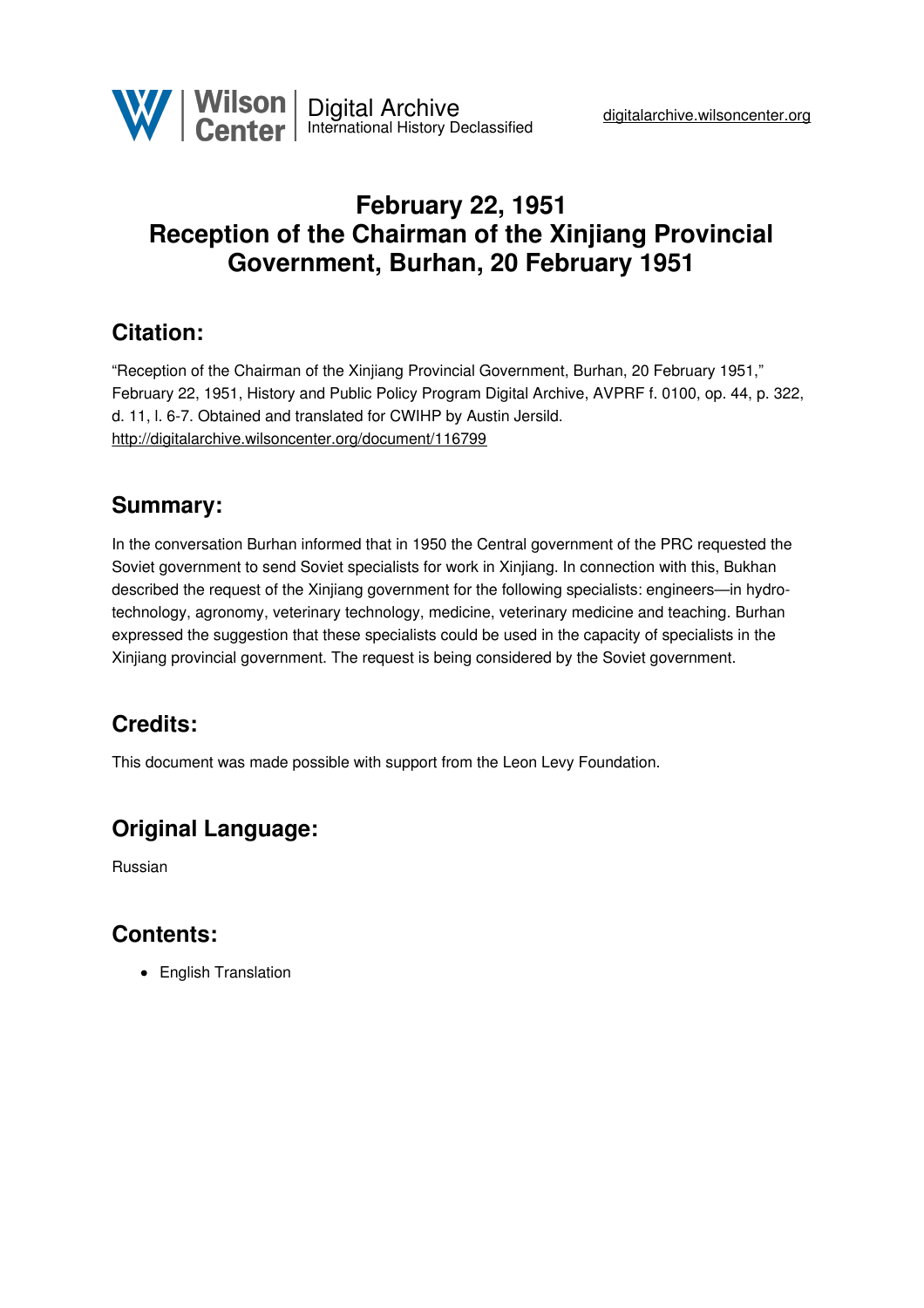# February 22, 1951
# Reception of the Chairman of the Xinjiang Provincial Government, Burhan, 20 February 1951

## Citation:

"Reception of the Chairman of the Xinjiang Provincial Government, Burhan, 20 February 1951," February 22, 1951, History and Public Policy Program Digital Archive, AVPRF f. 0100, op. 44, p. 322, d. 11, l. 6-7. Obtained and translated for CWIHP by Austin Jersild.
http://digitalarchive.wilsoncenter.org/document/116799

## Summary:

In the conversation Burhan informed that in 1950 the Central government of the PRC requested the Soviet government to send Soviet specialists for work in Xinjiang. In connection with this, Bukhan described the request of the Xinjiang government for the following specialists: engineers—in hydro-technology, agronomy, veterinary technology, medicine, veterinary medicine and teaching. Burhan expressed the suggestion that these specialists could be used in the capacity of specialists in the Xinjiang provincial government. The request is being considered by the Soviet government.

## Credits:

This document was made possible with support from the Leon Levy Foundation.

## Original Language:

Russian

## Contents:

- English Translation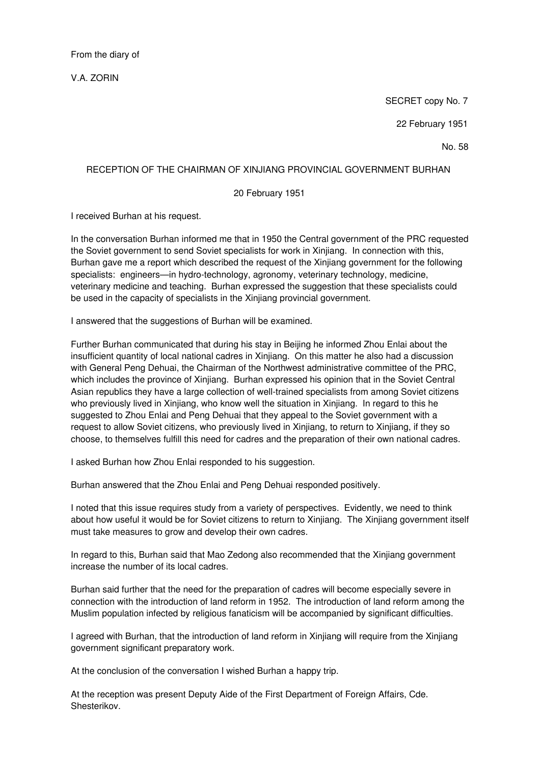From the diary of

V.A. ZORIN

SECRET copy No. 7

22 February 1951

No. 58

## RECEPTION OF THE CHAIRMAN OF XINJIANG PROVINCIAL GOVERNMENT BURHAN

20 February 1951

I received Burhan at his request.

In the conversation Burhan informed me that in 1950 the Central government of the PRC requested the Soviet government to send Soviet specialists for work in Xinjiang. In connection with this, Burhan gave me a report which described the request of the Xinjiang government for the following specialists: engineers—in hydro-technology, agronomy, veterinary technology, medicine, veterinary medicine and teaching. Burhan expressed the suggestion that these specialists could be used in the capacity of specialists in the Xinjiang provincial government.

I answered that the suggestions of Burhan will be examined.

Further Burhan communicated that during his stay in Beijing he informed Zhou Enlai about the insufficient quantity of local national cadres in Xinjiang. On this matter he also had a discussion with General Peng Dehuai, the Chairman of the Northwest administrative committee of the PRC, which includes the province of Xinjiang. Burhan expressed his opinion that in the Soviet Central Asian republics they have a large collection of well-trained specialists from among Soviet citizens who previously lived in Xinjiang, who know well the situation in Xinjiang. In regard to this he suggested to Zhou Enlai and Peng Dehuai that they appeal to the Soviet government with a request to allow Soviet citizens, who previously lived in Xinjiang, to return to Xinjiang, if they so choose, to themselves fulfill this need for cadres and the preparation of their own national cadres.

I asked Burhan how Zhou Enlai responded to his suggestion.

Burhan answered that the Zhou Enlai and Peng Dehuai responded positively.

I noted that this issue requires study from a variety of perspectives. Evidently, we need to think about how useful it would be for Soviet citizens to return to Xinjiang. The Xinjiang government itself must take measures to grow and develop their own cadres.

In regard to this, Burhan said that Mao Zedong also recommended that the Xinjiang government increase the number of its local cadres.

Burhan said further that the need for the preparation of cadres will become especially severe in connection with the introduction of land reform in 1952. The introduction of land reform among the Muslim population infected by religious fanaticism will be accompanied by significant difficulties.

I agreed with Burhan, that the introduction of land reform in Xinjiang will require from the Xinjiang government significant preparatory work.

At the conclusion of the conversation I wished Burhan a happy trip.

At the reception was present Deputy Aide of the First Department of Foreign Affairs, Cde. Shesterikov.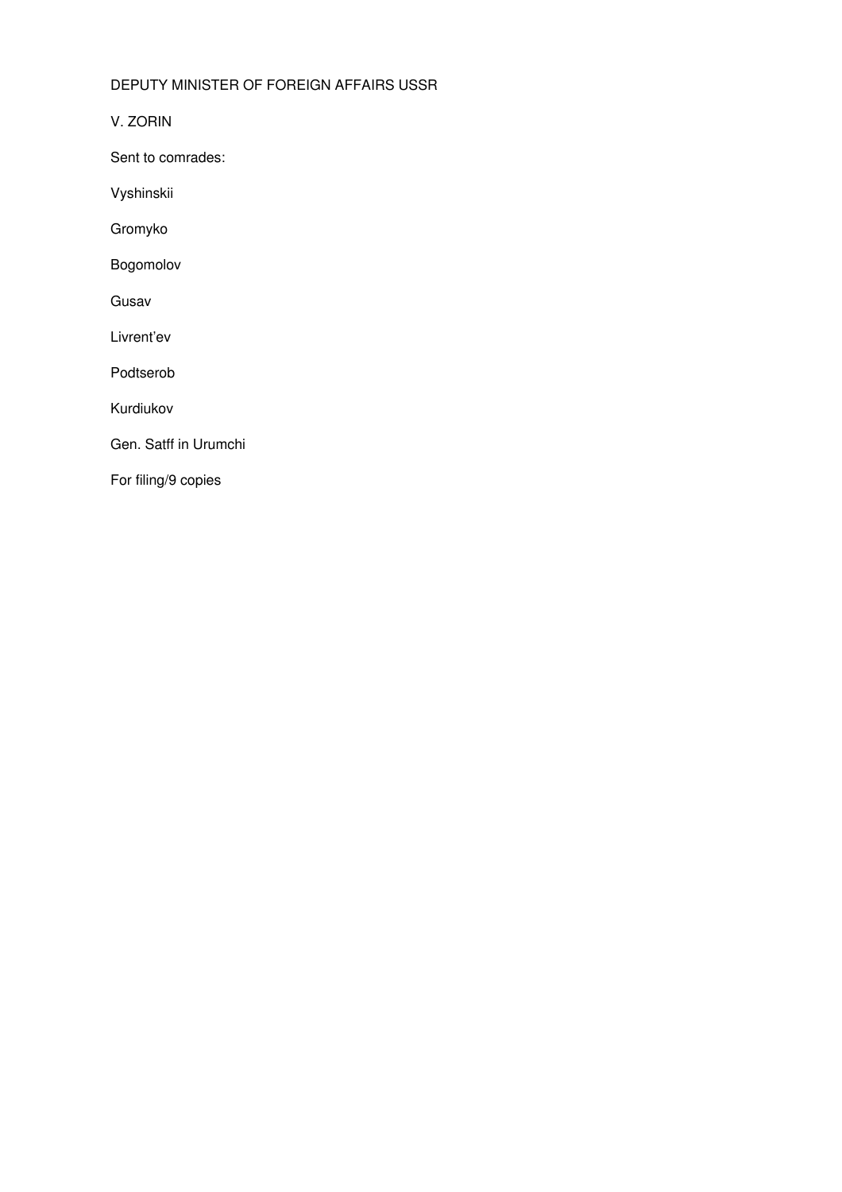DEPUTY MINISTER OF FOREIGN AFFAIRS USSR

V. ZORIN

Sent to comrades:

Vyshinskii

Gromyko

Bogomolov

Gusav

Livrent'ev

Podtserob

Kurdiukov

Gen. Satff in Urumchi

For filing/9 copies